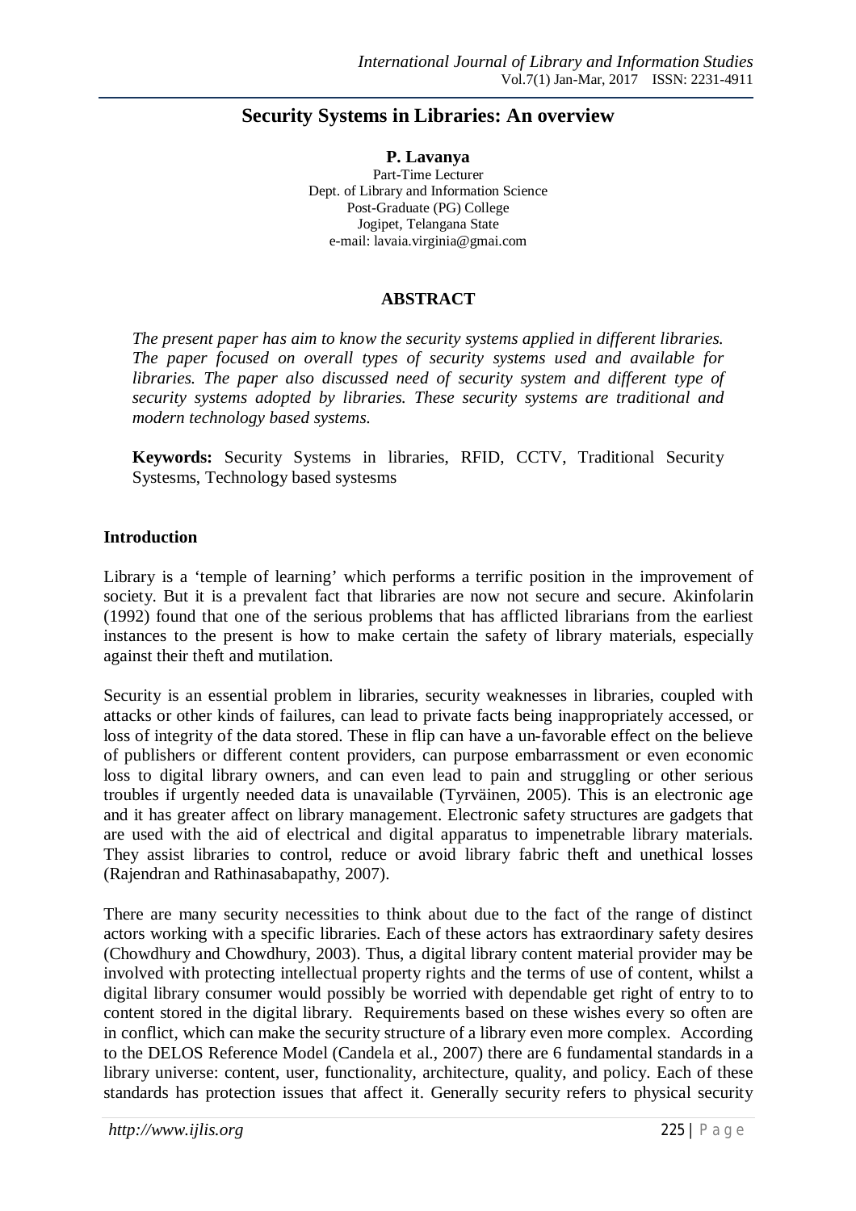# Security Systems in Libraries: An overview

**P. Lavanya**
Part-Time Lecturer
Dept. of Library and Information Science
Post-Graduate (PG) College
Jogipet, Telangana State
e-mail: lavaia.virginia@gmai.com

## ABSTRACT

*The present paper has aim to know the security systems applied in different libraries. The paper focused on overall types of security systems used and available for libraries. The paper also discussed need of security system and different type of security systems adopted by libraries. These security systems are traditional and modern technology based systems.*

**Keywords:** Security Systems in libraries, RFID, CCTV, Traditional Security Systesms, Technology based systesms

## Introduction

Library is a 'temple of learning' which performs a terrific position in the improvement of society. But it is a prevalent fact that libraries are now not secure and secure. Akinfolarin (1992) found that one of the serious problems that has afflicted librarians from the earliest instances to the present is how to make certain the safety of library materials, especially against their theft and mutilation.

Security is an essential problem in libraries, security weaknesses in libraries, coupled with attacks or other kinds of failures, can lead to private facts being inappropriately accessed, or loss of integrity of the data stored. These in flip can have a un-favorable effect on the believe of publishers or different content providers, can purpose embarrassment or even economic loss to digital library owners, and can even lead to pain and struggling or other serious troubles if urgently needed data is unavailable (Tyrväinen, 2005). This is an electronic age and it has greater affect on library management. Electronic safety structures are gadgets that are used with the aid of electrical and digital apparatus to impenetrable library materials. They assist libraries to control, reduce or avoid library fabric theft and unethical losses (Rajendran and Rathinasabapathy, 2007).

There are many security necessities to think about due to the fact of the range of distinct actors working with a specific libraries. Each of these actors has extraordinary safety desires (Chowdhury and Chowdhury, 2003). Thus, a digital library content material provider may be involved with protecting intellectual property rights and the terms of use of content, whilst a digital library consumer would possibly be worried with dependable get right of entry to to content stored in the digital library. Requirements based on these wishes every so often are in conflict, which can make the security structure of a library even more complex. According to the DELOS Reference Model (Candela et al., 2007) there are 6 fundamental standards in a library universe: content, user, functionality, architecture, quality, and policy. Each of these standards has protection issues that affect it. Generally security refers to physical security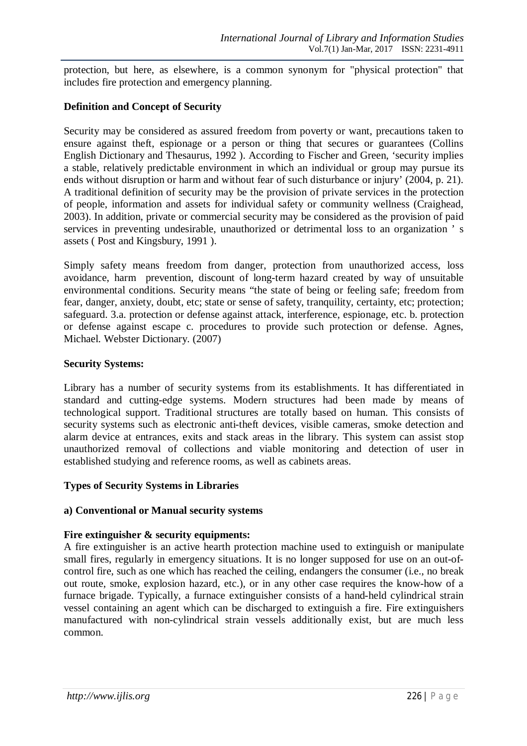protection, but here, as elsewhere, is a common synonym for "physical protection" that includes fire protection and emergency planning.

**Definition and Concept of Security**

Security may be considered as assured freedom from poverty or want, precautions taken to ensure against theft, espionage or a person or thing that secures or guarantees (Collins English Dictionary and Thesaurus, 1992 ). According to Fischer and Green, 'security implies a stable, relatively predictable environment in which an individual or group may pursue its ends without disruption or harm and without fear of such disturbance or injury' (2004, p. 21). A traditional definition of security may be the provision of private services in the protection of people, information and assets for individual safety or community wellness (Craighead, 2003). In addition, private or commercial security may be considered as the provision of paid services in preventing undesirable, unauthorized or detrimental loss to an organization ' s assets ( Post and Kingsbury, 1991 ).

Simply safety means freedom from danger, protection from unauthorized access, loss avoidance, harm prevention, discount of long-term hazard created by way of unsuitable environmental conditions. Security means "the state of being or feeling safe; freedom from fear, danger, anxiety, doubt, etc; state or sense of safety, tranquility, certainty, etc; protection; safeguard. 3.a. protection or defense against attack, interference, espionage, etc. b. protection or defense against escape c. procedures to provide such protection or defense. Agnes, Michael. Webster Dictionary. (2007)

**Security Systems:**

Library has a number of security systems from its establishments. It has differentiated in standard and cutting-edge systems. Modern structures had been made by means of technological support. Traditional structures are totally based on human. This consists of security systems such as electronic anti-theft devices, visible cameras, smoke detection and alarm device at entrances, exits and stack areas in the library. This system can assist stop unauthorized removal of collections and viable monitoring and detection of user in established studying and reference rooms, as well as cabinets areas.

**Types of Security Systems in Libraries**

**a) Conventional or Manual security systems**

**Fire extinguisher & security equipments:**
A fire extinguisher is an active hearth protection machine used to extinguish or manipulate small fires, regularly in emergency situations. It is no longer supposed for use on an out-of-control fire, such as one which has reached the ceiling, endangers the consumer (i.e., no break out route, smoke, explosion hazard, etc.), or in any other case requires the know-how of a furnace brigade. Typically, a furnace extinguisher consists of a hand-held cylindrical strain vessel containing an agent which can be discharged to extinguish a fire. Fire extinguishers manufactured with non-cylindrical strain vessels additionally exist, but are much less common.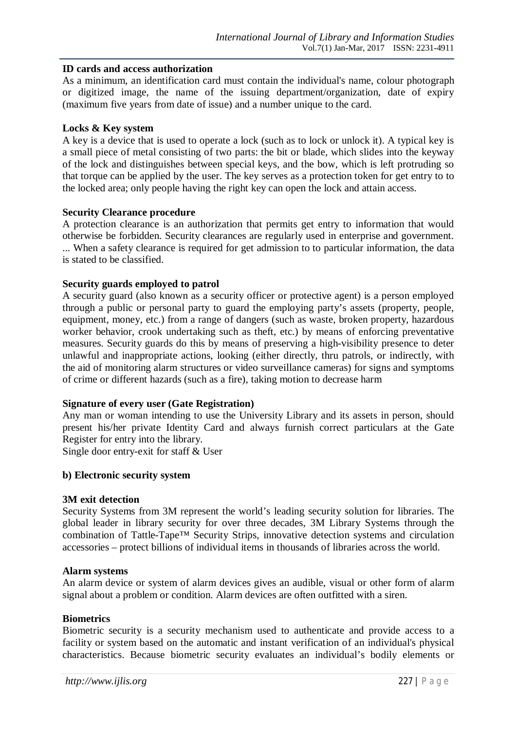**ID cards and access authorization**

As a minimum, an identification card must contain the individual's name, colour photograph or digitized image, the name of the issuing department/organization, date of expiry (maximum five years from date of issue) and a number unique to the card.

**Locks & Key system**

A key is a device that is used to operate a lock (such as to lock or unlock it). A typical key is a small piece of metal consisting of two parts: the bit or blade, which slides into the keyway of the lock and distinguishes between special keys, and the bow, which is left protruding so that torque can be applied by the user. The key serves as a protection token for get entry to to the locked area; only people having the right key can open the lock and attain access.

**Security Clearance procedure**

A protection clearance is an authorization that permits get entry to information that would otherwise be forbidden. Security clearances are regularly used in enterprise and government. ... When a safety clearance is required for get admission to to particular information, the data is stated to be classified.

**Security guards employed to patrol**

A security guard (also known as a security officer or protective agent) is a person employed through a public or personal party to guard the employing party's assets (property, people, equipment, money, etc.) from a range of dangers (such as waste, broken property, hazardous worker behavior, crook undertaking such as theft, etc.) by means of enforcing preventative measures. Security guards do this by means of preserving a high-visibility presence to deter unlawful and inappropriate actions, looking (either directly, thru patrols, or indirectly, with the aid of monitoring alarm structures or video surveillance cameras) for signs and symptoms of crime or different hazards (such as a fire), taking motion to decrease harm

**Signature of every user (Gate Registration)**

Any man or woman intending to use the University Library and its assets in person, should present his/her private Identity Card and always furnish correct particulars at the Gate Register for entry into the library.
Single door entry-exit for staff & User

**b) Electronic security system**

**3M exit detection**

Security Systems from 3M represent the world's leading security solution for libraries. The global leader in library security for over three decades, 3M Library Systems through the combination of Tattle-Tape™ Security Strips, innovative detection systems and circulation accessories – protect billions of individual items in thousands of libraries across the world.

**Alarm systems**

An alarm device or system of alarm devices gives an audible, visual or other form of alarm signal about a problem or condition. Alarm devices are often outfitted with a siren.

**Biometrics**

Biometric security is a security mechanism used to authenticate and provide access to a facility or system based on the automatic and instant verification of an individual's physical characteristics. Because biometric security evaluates an individual's bodily elements or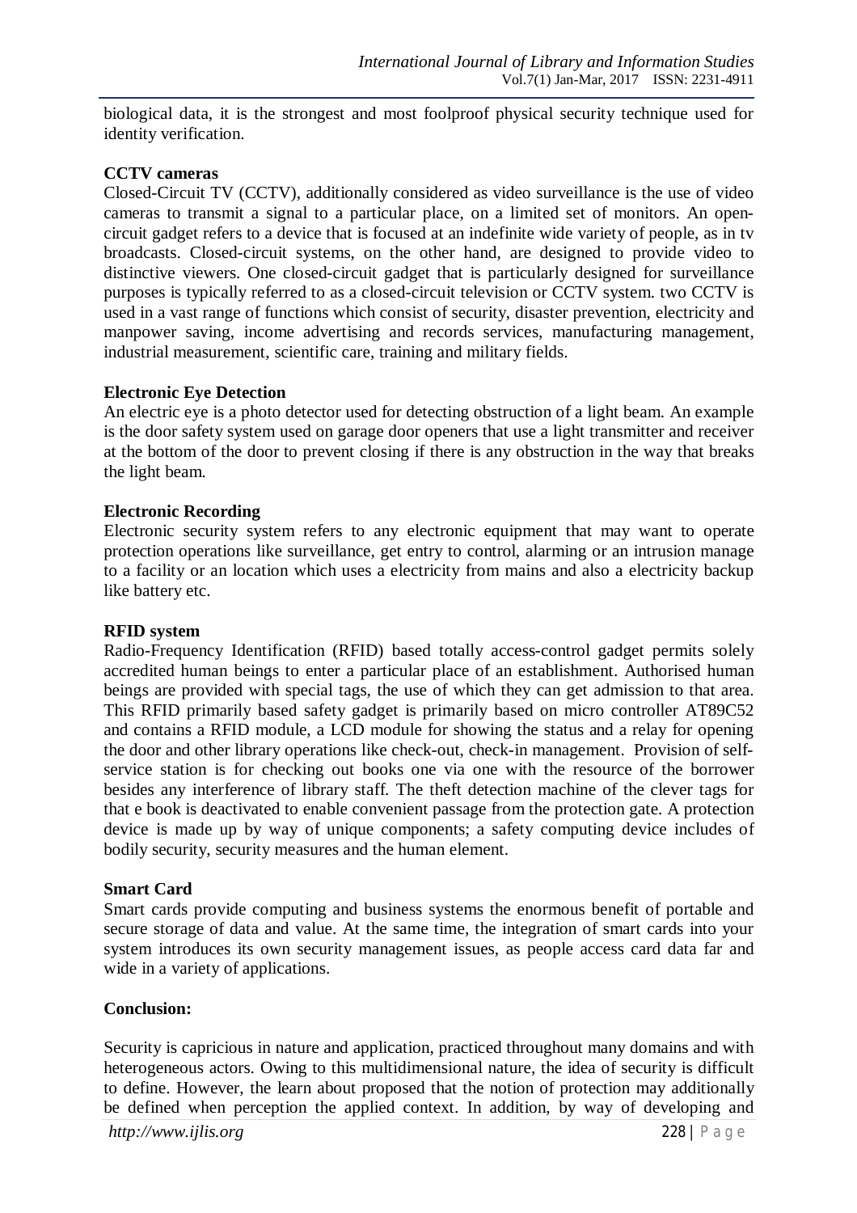biological data, it is the strongest and most foolproof physical security technique used for identity verification.

**CCTV cameras**

Closed-Circuit TV (CCTV), additionally considered as video surveillance is the use of video cameras to transmit a signal to a particular place, on a limited set of monitors. An open-circuit gadget refers to a device that is focused at an indefinite wide variety of people, as in tv broadcasts. Closed-circuit systems, on the other hand, are designed to provide video to distinctive viewers. One closed-circuit gadget that is particularly designed for surveillance purposes is typically referred to as a closed-circuit television or CCTV system. two CCTV is used in a vast range of functions which consist of security, disaster prevention, electricity and manpower saving, income advertising and records services, manufacturing management, industrial measurement, scientific care, training and military fields.

**Electronic Eye Detection**

An electric eye is a photo detector used for detecting obstruction of a light beam. An example is the door safety system used on garage door openers that use a light transmitter and receiver at the bottom of the door to prevent closing if there is any obstruction in the way that breaks the light beam.

**Electronic Recording**

Electronic security system refers to any electronic equipment that may want to operate protection operations like surveillance, get entry to control, alarming or an intrusion manage to a facility or an location which uses a electricity from mains and also a electricity backup like battery etc.

**RFID system**

Radio-Frequency Identification (RFID) based totally access-control gadget permits solely accredited human beings to enter a particular place of an establishment. Authorised human beings are provided with special tags, the use of which they can get admission to that area. This RFID primarily based safety gadget is primarily based on micro controller AT89C52 and contains a RFID module, a LCD module for showing the status and a relay for opening the door and other library operations like check-out, check-in management. Provision of self-service station is for checking out books one via one with the resource of the borrower besides any interference of library staff. The theft detection machine of the clever tags for that e book is deactivated to enable convenient passage from the protection gate. A protection device is made up by way of unique components; a safety computing device includes of bodily security, security measures and the human element.

**Smart Card**

Smart cards provide computing and business systems the enormous benefit of portable and secure storage of data and value. At the same time, the integration of smart cards into your system introduces its own security management issues, as people access card data far and wide in a variety of applications.

**Conclusion:**

Security is capricious in nature and application, practiced throughout many domains and with heterogeneous actors. Owing to this multidimensional nature, the idea of security is difficult to define. However, the learn about proposed that the notion of protection may additionally be defined when perception the applied context. In addition, by way of developing and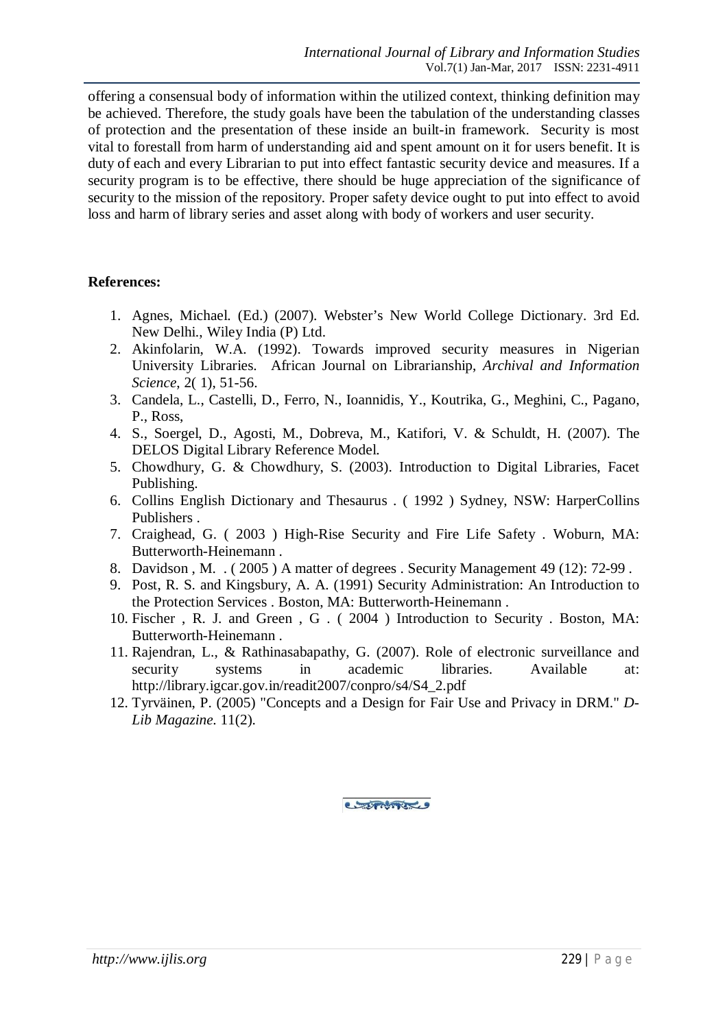offering a consensual body of information within the utilized context, thinking definition may be achieved. Therefore, the study goals have been the tabulation of the understanding classes of protection and the presentation of these inside an built-in framework. Security is most vital to forestall from harm of understanding aid and spent amount on it for users benefit. It is duty of each and every Librarian to put into effect fantastic security device and measures. If a security program is to be effective, there should be huge appreciation of the significance of security to the mission of the repository. Proper safety device ought to put into effect to avoid loss and harm of library series and asset along with body of workers and user security.

**References:**

1. Agnes, Michael. (Ed.) (2007). Webster's New World College Dictionary. 3rd Ed. New Delhi., Wiley India (P) Ltd.
2. Akinfolarin, W.A. (1992). Towards improved security measures in Nigerian University Libraries. African Journal on Librarianship, *Archival and Information Science*, 2( 1), 51-56.
3. Candela, L., Castelli, D., Ferro, N., Ioannidis, Y., Koutrika, G., Meghini, C., Pagano, P., Ross,
4. S., Soergel, D., Agosti, M., Dobreva, M., Katifori, V. & Schuldt, H. (2007). The DELOS Digital Library Reference Model.
5. Chowdhury, G. & Chowdhury, S. (2003). Introduction to Digital Libraries, Facet Publishing.
6. Collins English Dictionary and Thesaurus . ( 1992 ) Sydney, NSW: HarperCollins Publishers .
7. Craighead, G. ( 2003 ) High-Rise Security and Fire Life Safety . Woburn, MA: Butterworth-Heinemann .
8. Davidson , M. . ( 2005 ) A matter of degrees . Security Management 49 (12): 72-99 .
9. Post, R. S. and Kingsbury, A. A. (1991) Security Administration: An Introduction to the Protection Services . Boston, MA: Butterworth-Heinemann .
10. Fischer , R. J. and Green , G . ( 2004 ) Introduction to Security . Boston, MA: Butterworth-Heinemann .
11. Rajendran, L., & Rathinasabapathy, G. (2007). Role of electronic surveillance and security systems in academic libraries. Available at: http://library.igcar.gov.in/readit2007/conpro/s4/S4_2.pdf
12. Tyrväinen, P. (2005) "Concepts and a Design for Fair Use and Privacy in DRM." *D-Lib Magazine.* 11(2).